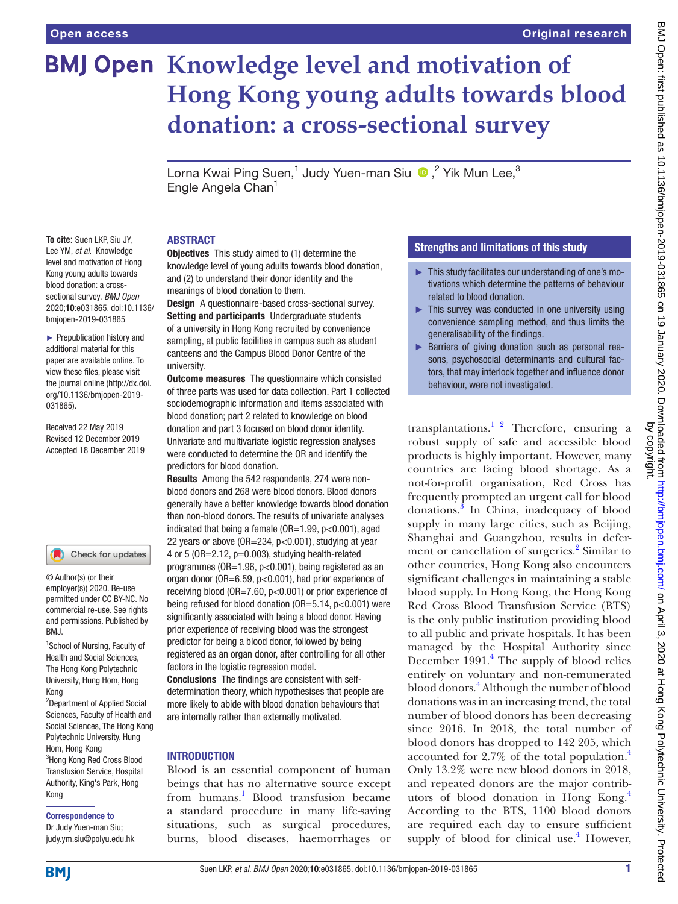Open access

Original research

# Knowledge level and motivation of Hong Kong young adults towards blood donation: a cross-sectional survey

Lorna Kwai Ping Suen,[1] Judy Yuen-man Siu,[2] Yik Mun Lee,[3] Engle Angela Chan[1]

**To cite:** Suen LKP, Siu JY, Lee YM, *et al*. Knowledge level and motivation of Hong Kong young adults towards blood donation: a cross-sectional survey. *BMJ Open* 2020;**10**:e031865. doi:10.1136/bmjopen-2019-031865

► Prepublication history and additional material for this paper are available online. To view these files, please visit the journal online (http://dx.doi.org/10.1136/bmjopen-2019-031865).

Received 22 May 2019
Revised 12 December 2019
Accepted 18 December 2019

© Author(s) (or their employer(s)) 2020. Re-use permitted under CC BY-NC. No commercial re-use. See rights and permissions. Published by BMJ.

[1]School of Nursing, Faculty of Health and Social Sciences, The Hong Kong Polytechnic University, Hung Hom, Hong Kong
[2]Department of Applied Social Sciences, Faculty of Health and Social Sciences, The Hong Kong Polytechnic University, Hung Hom, Hong Kong
[3]Hong Kong Red Cross Blood Transfusion Service, Hospital Authority, King's Park, Hong Kong

**Correspondence to**
Dr Judy Yuen-man Siu; judy.ym.siu@polyu.edu.hk

## ABSTRACT

**Objectives** This study aimed to (1) determine the knowledge level of young adults towards blood donation, and (2) to understand their donor identity and the meanings of blood donation to them.

**Design** A questionnaire-based cross-sectional survey.

**Setting and participants** Undergraduate students of a university in Hong Kong recruited by convenience sampling, at public facilities in campus such as student canteens and the Campus Blood Donor Centre of the university.

**Outcome measures** The questionnaire which consisted of three parts was used for data collection. Part 1 collected sociodemographic information and items associated with blood donation; part 2 related to knowledge on blood donation and part 3 focused on blood donor identity. Univariate and multivariate logistic regression analyses were conducted to determine the OR and identify the predictors for blood donation.

**Results** Among the 542 respondents, 274 were non-blood donors and 268 were blood donors. Blood donors generally have a better knowledge towards blood donation than non-blood donors. The results of univariate analyses indicated that being a female (OR=1.99, p<0.001), aged 22 years or above (OR=234, p<0.001), studying at year 4 or 5 (OR=2.12, p=0.003), studying health-related programmes (OR=1.96, p<0.001), being registered as an organ donor (OR=6.59, p<0.001), had prior experience of receiving blood (OR=7.60, p<0.001) or prior experience of being refused for blood donation (OR=5.14, p<0.001) were significantly associated with being a blood donor. Having prior experience of receiving blood was the strongest predictor for being a blood donor, followed by being registered as an organ donor, after controlling for all other factors in the logistic regression model.

**Conclusions** The findings are consistent with self-determination theory, which hypothesises that people are more likely to abide with blood donation behaviours that are internally rather than externally motivated.

## Strengths and limitations of this study

- ► This study facilitates our understanding of one's motivations which determine the patterns of behaviour related to blood donation.
- ► This survey was conducted in one university using convenience sampling method, and thus limits the generalisability of the findings.
- ► Barriers of giving donation such as personal reasons, psychosocial determinants and cultural factors, that may interlock together and influence donor behaviour, were not investigated.

## INTRODUCTION

Blood is an essential component of human beings that has no alternative source except from humans.[1] Blood transfusion became a standard procedure in many life-saving situations, such as surgical procedures, burns, blood diseases, haemorrhages or transplantations.[1 2] Therefore, ensuring a robust supply of safe and accessible blood products is highly important. However, many countries are facing blood shortage. As a not-for-profit organisation, Red Cross has frequently prompted an urgent call for blood donations.[3] In China, inadequacy of blood supply in many large cities, such as Beijing, Shanghai and Guangzhou, results in deferment or cancellation of surgeries.[2] Similar to other countries, Hong Kong also encounters significant challenges in maintaining a stable blood supply. In Hong Kong, the Hong Kong Red Cross Blood Transfusion Service (BTS) is the only public institution providing blood to all public and private hospitals. It has been managed by the Hospital Authority since December 1991.[4] The supply of blood relies entirely on voluntary and non-remunerated blood donors.[4] Although the number of blood donations was in an increasing trend, the total number of blood donors has been decreasing since 2016. In 2018, the total number of blood donors has dropped to 142 205, which accounted for 2.7% of the total population.[4] Only 13.2% were new blood donors in 2018, and repeated donors are the major contributors of blood donation in Hong Kong.[4] According to the BTS, 1100 blood donors are required each day to ensure sufficient supply of blood for clinical use.[4] However,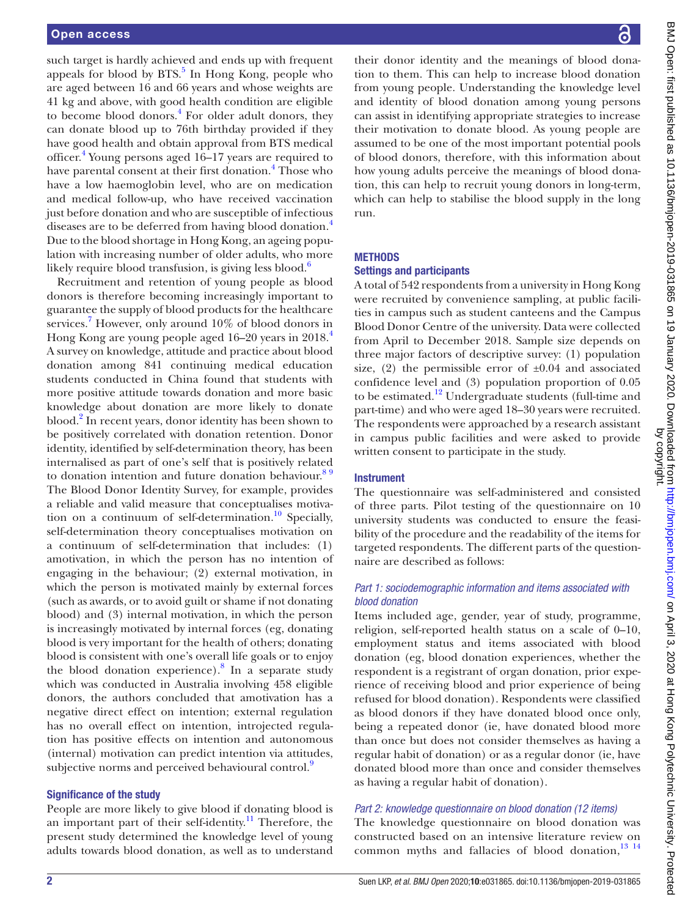such target is hardly achieved and ends up with frequent appeals for blood by BTS.[5] In Hong Kong, people who are aged between 16 and 66 years and whose weights are 41 kg and above, with good health condition are eligible to become blood donors.[4] For older adult donors, they can donate blood up to 76th birthday provided if they have good health and obtain approval from BTS medical officer.[4] Young persons aged 16–17 years are required to have parental consent at their first donation.[4] Those who have a low haemoglobin level, who are on medication and medical follow-up, who have received vaccination just before donation and who are susceptible of infectious diseases are to be deferred from having blood donation.[4] Due to the blood shortage in Hong Kong, an ageing population with increasing number of older adults, who more likely require blood transfusion, is giving less blood.[6]

Recruitment and retention of young people as blood donors is therefore becoming increasingly important to guarantee the supply of blood products for the healthcare services.[7] However, only around 10% of blood donors in Hong Kong are young people aged 16–20 years in 2018.[4] A survey on knowledge, attitude and practice about blood donation among 841 continuing medical education students conducted in China found that students with more positive attitude towards donation and more basic knowledge about donation are more likely to donate blood.[2] In recent years, donor identity has been shown to be positively correlated with donation retention. Donor identity, identified by self-determination theory, has been internalised as part of one's self that is positively related to donation intention and future donation behaviour.[8 9] The Blood Donor Identity Survey, for example, provides a reliable and valid measure that conceptualises motivation on a continuum of self-determination.[10] Specially, self-determination theory conceptualises motivation on a continuum of self-determination that includes: (1) amotivation, in which the person has no intention of engaging in the behaviour; (2) external motivation, in which the person is motivated mainly by external forces (such as awards, or to avoid guilt or shame if not donating blood) and (3) internal motivation, in which the person is increasingly motivated by internal forces (eg, donating blood is very important for the health of others; donating blood is consistent with one's overall life goals or to enjoy the blood donation experience).[8] In a separate study which was conducted in Australia involving 458 eligible donors, the authors concluded that amotivation has a negative direct effect on intention; external regulation has no overall effect on intention, introjected regulation has positive effects on intention and autonomous (internal) motivation can predict intention via attitudes, subjective norms and perceived behavioural control.[9]

### Significance of the study

People are more likely to give blood if donating blood is an important part of their self-identity.[11] Therefore, the present study determined the knowledge level of young adults towards blood donation, as well as to understand their donor identity and the meanings of blood donation to them. This can help to increase blood donation from young people. Understanding the knowledge level and identity of blood donation among young persons can assist in identifying appropriate strategies to increase their motivation to donate blood. As young people are assumed to be one of the most important potential pools of blood donors, therefore, with this information about how young adults perceive the meanings of blood donation, this can help to recruit young donors in long-term, which can help to stabilise the blood supply in the long run.

## METHODS

### Settings and participants

A total of 542 respondents from a university in Hong Kong were recruited by convenience sampling, at public facilities in campus such as student canteens and the Campus Blood Donor Centre of the university. Data were collected from April to December 2018. Sample size depends on three major factors of descriptive survey: (1) population size, (2) the permissible error of ±0.04 and associated confidence level and (3) population proportion of 0.05 to be estimated.[12] Undergraduate students (full-time and part-time) and who were aged 18–30 years were recruited. The respondents were approached by a research assistant in campus public facilities and were asked to provide written consent to participate in the study.

### Instrument

The questionnaire was self-administered and consisted of three parts. Pilot testing of the questionnaire on 10 university students was conducted to ensure the feasibility of the procedure and the readability of the items for targeted respondents. The different parts of the questionnaire are described as follows:

#### *Part 1: sociodemographic information and items associated with blood donation*

Items included age, gender, year of study, programme, religion, self-reported health status on a scale of 0–10, employment status and items associated with blood donation (eg, blood donation experiences, whether the respondent is a registrant of organ donation, prior experience of receiving blood and prior experience of being refused for blood donation). Respondents were classified as blood donors if they have donated blood once only, being a repeated donor (ie, have donated blood more than once but does not consider themselves as having a regular habit of donation) or as a regular donor (ie, have donated blood more than once and consider themselves as having a regular habit of donation).

#### *Part 2: knowledge questionnaire on blood donation (12 items)*

The knowledge questionnaire on blood donation was constructed based on an intensive literature review on common myths and fallacies of blood donation,[13 14]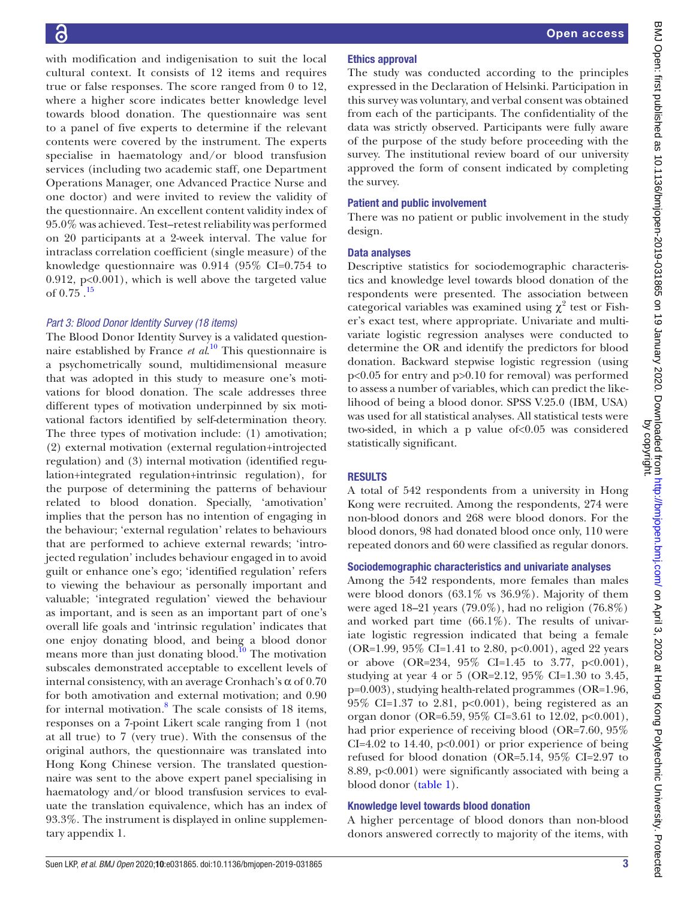with modification and indigenisation to suit the local cultural context. It consists of 12 items and requires true or false responses. The score ranged from 0 to 12, where a higher score indicates better knowledge level towards blood donation. The questionnaire was sent to a panel of five experts to determine if the relevant contents were covered by the instrument. The experts specialise in haematology and/or blood transfusion services (including two academic staff, one Department Operations Manager, one Advanced Practice Nurse and one doctor) and were invited to review the validity of the questionnaire. An excellent content validity index of 95.0% was achieved. Test–retest reliability was performed on 20 participants at a 2-week interval. The value for intraclass correlation coefficient (single measure) of the knowledge questionnaire was 0.914 (95% CI=0.754 to 0.912, p<0.001), which is well above the targeted value of 0.75 .[15]

### *Part 3: Blood Donor Identity Survey (18 items)*

The Blood Donor Identity Survey is a validated questionnaire established by France *et al*.[10] This questionnaire is a psychometrically sound, multidimensional measure that was adopted in this study to measure one's motivations for blood donation. The scale addresses three different types of motivation underpinned by six motivational factors identified by self-determination theory. The three types of motivation include: (1) amotivation; (2) external motivation (external regulation+introjected regulation) and (3) internal motivation (identified regulation+integrated regulation+intrinsic regulation), for the purpose of determining the patterns of behaviour related to blood donation. Specially, 'amotivation' implies that the person has no intention of engaging in the behaviour; 'external regulation' relates to behaviours that are performed to achieve external rewards; 'introjected regulation' includes behaviour engaged in to avoid guilt or enhance one's ego; 'identified regulation' refers to viewing the behaviour as personally important and valuable; 'integrated regulation' viewed the behaviour as important, and is seen as an important part of one's overall life goals and 'intrinsic regulation' indicates that one enjoy donating blood, and being a blood donor means more than just donating blood.[10] The motivation subscales demonstrated acceptable to excellent levels of internal consistency, with an average Cronhach's $\alpha$ of 0.70 for both amotivation and external motivation; and 0.90 for internal motivation.[8] The scale consists of 18 items, responses on a 7-point Likert scale ranging from 1 (not at all true) to 7 (very true). With the consensus of the original authors, the questionnaire was translated into Hong Kong Chinese version. The translated questionnaire was sent to the above expert panel specialising in haematology and/or blood transfusion services to evaluate the translation equivalence, which has an index of 93.3%. The instrument is displayed in online supplementary appendix 1.

## Ethics approval

The study was conducted according to the principles expressed in the Declaration of Helsinki. Participation in this survey was voluntary, and verbal consent was obtained from each of the participants. The confidentiality of the data was strictly observed. Participants were fully aware of the purpose of the study before proceeding with the survey. The institutional review board of our university approved the form of consent indicated by completing the survey.

## Patient and public involvement

There was no patient or public involvement in the study design.

## Data analyses

Descriptive statistics for sociodemographic characteristics and knowledge level towards blood donation of the respondents were presented. The association between categorical variables was examined using $\chi^2$ test or Fisher's exact test, where appropriate. Univariate and multivariate logistic regression analyses were conducted to determine the OR and identify the predictors for blood donation. Backward stepwise logistic regression (using p<0.05 for entry and p>0.10 for removal) was performed to assess a number of variables, which can predict the likelihood of being a blood donor. SPSS V.25.0 (IBM, USA) was used for all statistical analyses. All statistical tests were two-sided, in which a p value of<0.05 was considered statistically significant.

# RESULTS

A total of 542 respondents from a university in Hong Kong were recruited. Among the respondents, 274 were non-blood donors and 268 were blood donors. For the blood donors, 98 had donated blood once only, 110 were repeated donors and 60 were classified as regular donors.

## Sociodemographic characteristics and univariate analyses

Among the 542 respondents, more females than males were blood donors (63.1% vs 36.9%). Majority of them were aged 18–21 years (79.0%), had no religion (76.8%) and worked part time (66.1%). The results of univariate logistic regression indicated that being a female (OR=1.99, 95% CI=1.41 to 2.80, p<0.001), aged 22 years or above (OR=234, 95% CI=1.45 to 3.77, p<0.001), studying at year 4 or 5 (OR=2.12, 95% CI=1.30 to 3.45, p=0.003), studying health-related programmes (OR=1.96, 95% CI=1.37 to 2.81, p<0.001), being registered as an organ donor (OR=6.59, 95% CI=3.61 to 12.02, p<0.001), had prior experience of receiving blood (OR=7.60, 95% CI=4.02 to 14.40, p<0.001) or prior experience of being refused for blood donation (OR=5.14, 95% CI=2.97 to 8.89, p<0.001) were significantly associated with being a blood donor (table 1).

## Knowledge level towards blood donation

A higher percentage of blood donors than non-blood donors answered correctly to majority of the items, with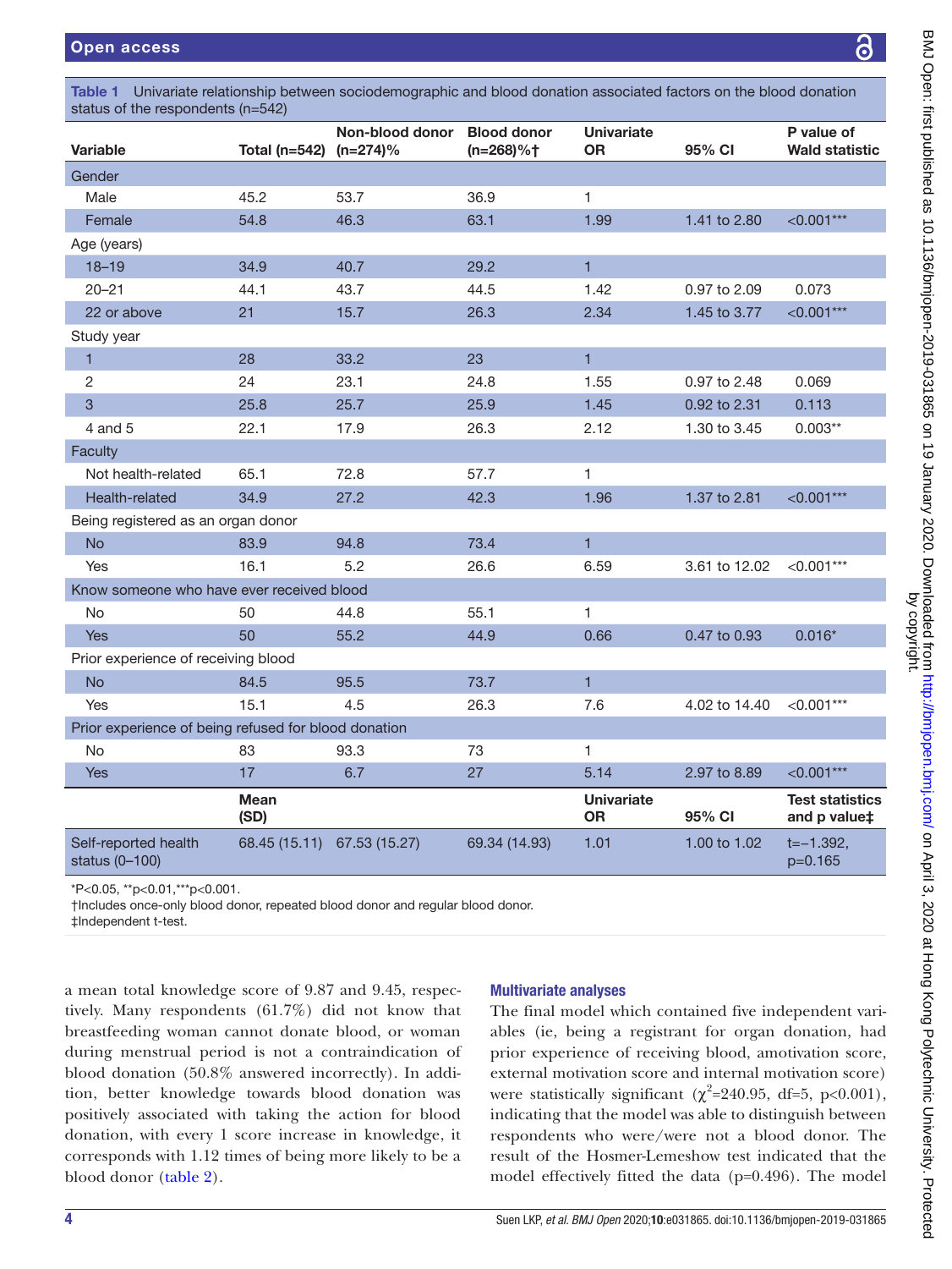**Table 1** Univariate relationship between sociodemographic and blood donation associated factors on the blood donation status of the respondents (n=542)

| Variable | Total (n=542) | Non-blood donor (n=274)% | Blood donor (n=268)%† | Univariate OR | 95% CI | P value of Wald statistic |
|---|---|---|---|---|---|---|
| Gender | | | | | | |
| Male | 45.2 | 53.7 | 36.9 | 1 | | |
| Female | 54.8 | 46.3 | 63.1 | 1.99 | 1.41 to 2.80 | <0.001*** |
| Age (years) | | | | | | |
| 18–19 | 34.9 | 40.7 | 29.2 | 1 | | |
| 20–21 | 44.1 | 43.7 | 44.5 | 1.42 | 0.97 to 2.09 | 0.073 |
| 22 or above | 21 | 15.7 | 26.3 | 2.34 | 1.45 to 3.77 | <0.001*** |
| Study year | | | | | | |
| 1 | 28 | 33.2 | 23 | 1 | | |
| 2 | 24 | 23.1 | 24.8 | 1.55 | 0.97 to 2.48 | 0.069 |
| 3 | 25.8 | 25.7 | 25.9 | 1.45 | 0.92 to 2.31 | 0.113 |
| 4 and 5 | 22.1 | 17.9 | 26.3 | 2.12 | 1.30 to 3.45 | 0.003** |
| Faculty | | | | | | |
| Not health-related | 65.1 | 72.8 | 57.7 | 1 | | |
| Health-related | 34.9 | 27.2 | 42.3 | 1.96 | 1.37 to 2.81 | <0.001*** |
| Being registered as an organ donor | | | | | | |
| No | 83.9 | 94.8 | 73.4 | 1 | | |
| Yes | 16.1 | 5.2 | 26.6 | 6.59 | 3.61 to 12.02 | <0.001*** |
| Know someone who have ever received blood | | | | | | |
| No | 50 | 44.8 | 55.1 | 1 | | |
| Yes | 50 | 55.2 | 44.9 | 0.66 | 0.47 to 0.93 | 0.016* |
| Prior experience of receiving blood | | | | | | |
| No | 84.5 | 95.5 | 73.7 | 1 | | |
| Yes | 15.1 | 4.5 | 26.3 | 7.6 | 4.02 to 14.40 | <0.001*** |
| Prior experience of being refused for blood donation | | | | | | |
| No | 83 | 93.3 | 73 | 1 | | |
| Yes | 17 | 6.7 | 27 | 5.14 | 2.97 to 8.89 | <0.001*** |
| | **Mean (SD)** | | | **Univariate OR** | **95% CI** | **Test statistics and p value‡** |
| Self-reported health status (0–100) | 68.45 (15.11) | 67.53 (15.27) | 69.34 (14.93) | 1.01 | 1.00 to 1.02 | t=−1.392, p=0.165 |

*P<0.05, **p<0.01,***p<0.001.

†Includes once-only blood donor, repeated blood donor and regular blood donor.

‡Independent t-test.

a mean total knowledge score of 9.87 and 9.45, respectively. Many respondents (61.7%) did not know that breastfeeding woman cannot donate blood, or woman during menstrual period is not a contraindication of blood donation (50.8% answered incorrectly). In addition, better knowledge towards blood donation was positively associated with taking the action for blood donation, with every 1 score increase in knowledge, it corresponds with 1.12 times of being more likely to be a blood donor (table 2).

### Multivariate analyses

The final model which contained five independent variables (ie, being a registrant for organ donation, had prior experience of receiving blood, amotivation score, external motivation score and internal motivation score) were statistically significant ($\chi^2$=240.95, df=5, p<0.001), indicating that the model was able to distinguish between respondents who were/were not a blood donor. The result of the Hosmer-Lemeshow test indicated that the model effectively fitted the data (p=0.496). The model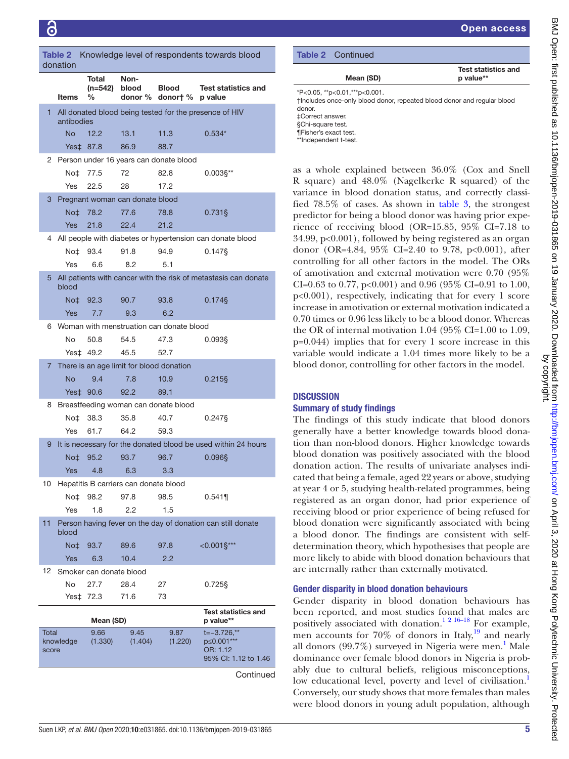**Table 2** Knowledge level of respondents towards blood donation

| | Items | Total (n=542) % | Non-blood donor % | Blood donor† % | Test statistics and p value |
|---|---|---|---|---|---|
| 1 | All donated blood being tested for the presence of HIV antibodies | | | | |
| | No | 12.2 | 13.1 | 11.3 | 0.534* |
| | Yes‡ | 87.8 | 86.9 | 88.7 | |
| 2 | Person under 16 years can donate blood | | | | |
| | No‡ | 77.5 | 72 | 82.8 | 0.003§** |
| | Yes | 22.5 | 28 | 17.2 | |
| 3 | Pregnant woman can donate blood | | | | |
| | No‡ | 78.2 | 77.6 | 78.8 | 0.731§ |
| | Yes | 21.8 | 22.4 | 21.2 | |
| 4 | All people with diabetes or hypertension can donate blood | | | | |
| | No‡ | 93.4 | 91.8 | 94.9 | 0.147§ |
| | Yes | 6.6 | 8.2 | 5.1 | |
| 5 | All patients with cancer with the risk of metastasis can donate blood | | | | |
| | No‡ | 92.3 | 90.7 | 93.8 | 0.174§ |
| | Yes | 7.7 | 9.3 | 6.2 | |
| 6 | Woman with menstruation can donate blood | | | | |
| | No | 50.8 | 54.5 | 47.3 | 0.093§ |
| | Yes‡ | 49.2 | 45.5 | 52.7 | |
| 7 | There is an age limit for blood donation | | | | |
| | No | 9.4 | 7.8 | 10.9 | 0.215§ |
| | Yes‡ | 90.6 | 92.2 | 89.1 | |
| 8 | Breastfeeding woman can donate blood | | | | |
| | No‡ | 38.3 | 35.8 | 40.7 | 0.247§ |
| | Yes | 61.7 | 64.2 | 59.3 | |
| 9 | It is necessary for the donated blood be used within 24 hours | | | | |
| | No‡ | 95.2 | 93.7 | 96.7 | 0.096§ |
| | Yes | 4.8 | 6.3 | 3.3 | |
| 10 | Hepatitis B carriers can donate blood | | | | |
| | No‡ | 98.2 | 97.8 | 98.5 | 0.541¶ |
| | Yes | 1.8 | 2.2 | 1.5 | |
| 11 | Person having fever on the day of donation can still donate blood | | | | |
| | No‡ | 93.7 | 89.6 | 97.8 | <0.001§*** |
| | Yes | 6.3 | 10.4 | 2.2 | |
| 12 | Smoker can donate blood | | | | |
| | No | 27.7 | 28.4 | 27 | 0.725§ |
| | Yes‡ | 72.3 | 71.6 | 73 | |
| | | **Mean (SD)** | | | **Test statistics and p value\*\*** |
| Total knowledge score | | 9.66 (1.330) | 9.45 (1.404) | 9.87 (1.220) | t=−3.726,** p≤0.001*** OR: 1.12 95% CI: 1.12 to 1.46 |

*P<0.05, **p<0.01,***p<0.001.
†Includes once-only blood donor, repeated blood donor and regular blood donor.
‡Correct answer.
§Chi-square test.
¶Fisher's exact test.
**Independent t-test.

as a whole explained between 36.0% (Cox and Snell R square) and 48.0% (Nagelkerke R squared) of the variance in blood donation status, and correctly classified 78.5% of cases. As shown in table 3, the strongest predictor for being a blood donor was having prior experience of receiving blood (OR=15.85, 95% CI=7.18 to 34.99, p<0.001), followed by being registered as an organ donor (OR=4.84, 95% CI=2.40 to 9.78, p<0.001), after controlling for all other factors in the model. The ORs of amotivation and external motivation were 0.70 (95% CI=0.63 to 0.77, p<0.001) and 0.96 (95% CI=0.91 to 1.00, p<0.001), respectively, indicating that for every 1 score increase in amotivation or external motivation indicated a 0.70 times or 0.96 less likely to be a blood donor. Whereas the OR of internal motivation 1.04 (95% CI=1.00 to 1.09, p=0.044) implies that for every 1 score increase in this variable would indicate a 1.04 times more likely to be a blood donor, controlling for other factors in the model.

## DISCUSSION

### Summary of study findings

The findings of this study indicate that blood donors generally have a better knowledge towards blood donation than non-blood donors. Higher knowledge towards blood donation was positively associated with the blood donation action. The results of univariate analyses indicated that being a female, aged 22 years or above, studying at year 4 or 5, studying health-related programmes, being registered as an organ donor, had prior experience of receiving blood or prior experience of being refused for blood donation were significantly associated with being a blood donor. The findings are consistent with self-determination theory, which hypothesises that people are more likely to abide with blood donation behaviours that are internally rather than externally motivated.

### Gender disparity in blood donation behaviours

Gender disparity in blood donation behaviours has been reported, and most studies found that males are positively associated with donation.[1 2 16–18] For example, men accounts for 70% of donors in Italy,[19] and nearly all donors (99.7%) surveyed in Nigeria were men.[1] Male dominance over female blood donors in Nigeria is probably due to cultural beliefs, religious misconceptions, low educational level, poverty and level of civilisation.[1] Conversely, our study shows that more females than males were blood donors in young adult population, although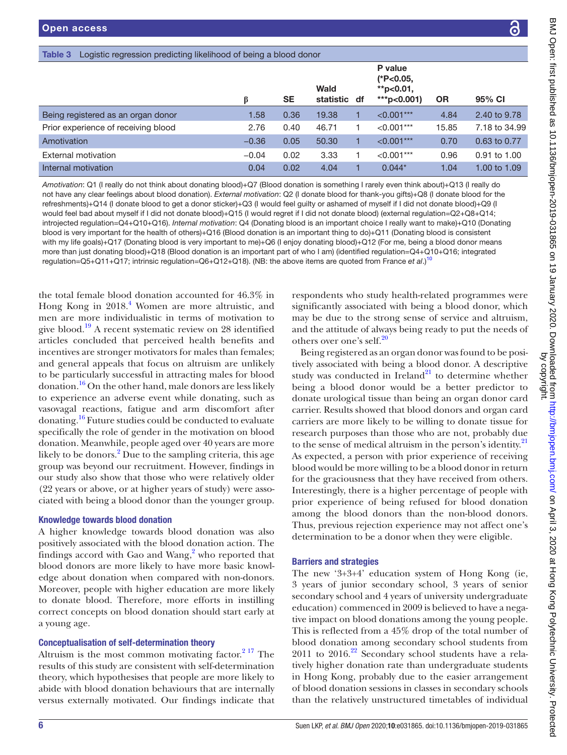**Table 3** Logistic regression predicting likelihood of being a blood donor

| | β | SE | Wald statistic | df | P value (*P<0.05, **p<0.01, ***p<0.001) | OR | 95% CI |
|---|---|---|---|---|---|---|---|
| Being registered as an organ donor | 1.58 | 0.36 | 19.38 | 1 | <0.001*** | 4.84 | 2.40 to 9.78 |
| Prior experience of receiving blood | 2.76 | 0.40 | 46.71 | 1 | <0.001*** | 15.85 | 7.18 to 34.99 |
| Amotivation | −0.36 | 0.05 | 50.30 | 1 | <0.001*** | 0.70 | 0.63 to 0.77 |
| External motivation | −0.04 | 0.02 | 3.33 | 1 | <0.001*** | 0.96 | 0.91 to 1.00 |
| Internal motivation | 0.04 | 0.02 | 4.04 | 1 | 0.044* | 1.04 | 1.00 to 1.09 |

*Amotivation*: Q1 (I really do not think about donating blood)+Q7 (Blood donation is something I rarely even think about)+Q13 (I really do not have any clear feelings about blood donation). *External motivation*: Q2 (I donate blood for thank-you gifts)+Q8 (I donate blood for the refreshments)+Q14 (I donate blood to get a donor sticker)+Q3 (I would feel guilty or ashamed of myself if I did not donate blood)+Q9 (I would feel bad about myself if I did not donate blood)+Q15 (I would regret if I did not donate blood) (external regulation=Q2+Q8+Q14; introjected regulation=Q4+Q10+Q16). *Internal motivation*: Q4 (Donating blood is an important choice I really want to make)+Q10 (Donating blood is very important for the health of others)+Q16 (Blood donation is an important thing to do)+Q11 (Donating blood is consistent with my life goals)+Q17 (Donating blood is very important to me)+Q6 (I enjoy donating blood)+Q12 (For me, being a blood donor means more than just donating blood)+Q18 (Blood donation is an important part of who I am) (identified regulation=Q4+Q10+Q16; integrated regulation=Q5+Q11+Q17; intrinsic regulation=Q6+Q12+Q18). (NB: the above items are quoted from France *et al*.)[10]

the total female blood donation accounted for 46.3% in Hong Kong in 2018.[4] Women are more altruistic, and men are more individualistic in terms of motivation to give blood.[19] A recent systematic review on 28 identified articles concluded that perceived health benefits and incentives are stronger motivators for males than females; and general appeals that focus on altruism are unlikely to be particularly successful in attracting males for blood donation.[16] On the other hand, male donors are less likely to experience an adverse event while donating, such as vasovagal reactions, fatigue and arm discomfort after donating.[16] Future studies could be conducted to evaluate specifically the role of gender in the motivation on blood donation. Meanwhile, people aged over 40 years are more likely to be donors.[2] Due to the sampling criteria, this age group was beyond our recruitment. However, findings in our study also show that those who were relatively older (22 years or above, or at higher years of study) were associated with being a blood donor than the younger group.

### Knowledge towards blood donation

A higher knowledge towards blood donation was also positively associated with the blood donation action. The findings accord with Gao and Wang,[2] who reported that blood donors are more likely to have more basic knowledge about donation when compared with non-donors. Moreover, people with higher education are more likely to donate blood. Therefore, more efforts in instilling correct concepts on blood donation should start early at a young age.

### Conceptualisation of self-determination theory

Altruism is the most common motivating factor.[2,17] The results of this study are consistent with self-determination theory, which hypothesises that people are more likely to abide with blood donation behaviours that are internally versus externally motivated. Our findings indicate that respondents who study health-related programmes were significantly associated with being a blood donor, which may be due to the strong sense of service and altruism, and the attitude of always being ready to put the needs of others over one's self.[20]

Being registered as an organ donor was found to be positively associated with being a blood donor. A descriptive study was conducted in Ireland[21] to determine whether being a blood donor would be a better predictor to donate urological tissue than being an organ donor card carrier. Results showed that blood donors and organ card carriers are more likely to be willing to donate tissue for research purposes than those who are not, probably due to the sense of medical altruism in the person's identity.[21] As expected, a person with prior experience of receiving blood would be more willing to be a blood donor in return for the graciousness that they have received from others. Interestingly, there is a higher percentage of people with prior experience of being refused for blood donation among the blood donors than the non-blood donors. Thus, previous rejection experience may not affect one's determination to be a donor when they were eligible.

### Barriers and strategies

The new '3+3+4' education system of Hong Kong (ie, 3 years of junior secondary school, 3 years of senior secondary school and 4 years of university undergraduate education) commenced in 2009 is believed to have a negative impact on blood donations among the young people. This is reflected from a 45% drop of the total number of blood donation among secondary school students from 2011 to 2016.[22] Secondary school students have a relatively higher donation rate than undergraduate students in Hong Kong, probably due to the easier arrangement of blood donation sessions in classes in secondary schools than the relatively unstructured timetables of individual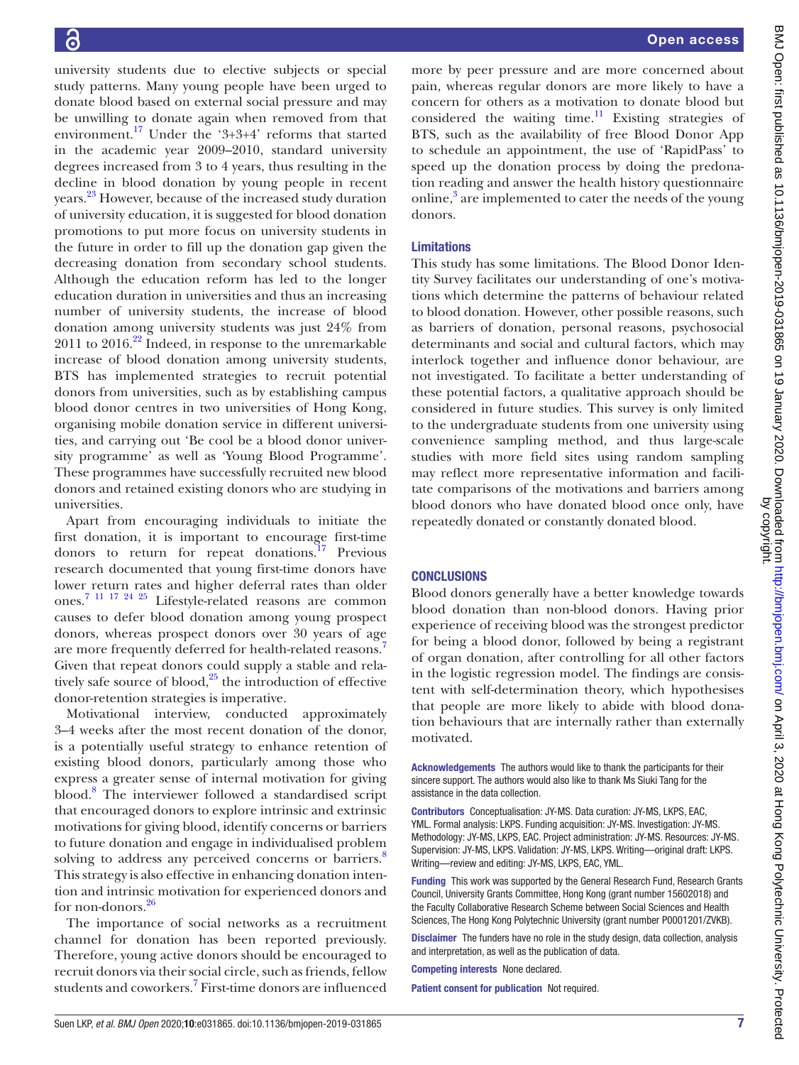university students due to elective subjects or special study patterns. Many young people have been urged to donate blood based on external social pressure and may be unwilling to donate again when removed from that environment.[17] Under the '3+3+4' reforms that started in the academic year 2009–2010, standard university degrees increased from 3 to 4 years, thus resulting in the decline in blood donation by young people in recent years.[23] However, because of the increased study duration of university education, it is suggested for blood donation promotions to put more focus on university students in the future in order to fill up the donation gap given the decreasing donation from secondary school students. Although the education reform has led to the longer education duration in universities and thus an increasing number of university students, the increase of blood donation among university students was just 24% from 2011 to 2016.[22] Indeed, in response to the unremarkable increase of blood donation among university students, BTS has implemented strategies to recruit potential donors from universities, such as by establishing campus blood donor centres in two universities of Hong Kong, organising mobile donation service in different universities, and carrying out 'Be cool be a blood donor university programme' as well as 'Young Blood Programme'. These programmes have successfully recruited new blood donors and retained existing donors who are studying in universities.

Apart from encouraging individuals to initiate the first donation, it is important to encourage first-time donors to return for repeat donations.[17] Previous research documented that young first-time donors have lower return rates and higher deferral rates than older ones.[7 11 17 24 25] Lifestyle-related reasons are common causes to defer blood donation among young prospect donors, whereas prospect donors over 30 years of age are more frequently deferred for health-related reasons.[7] Given that repeat donors could supply a stable and relatively safe source of blood,[25] the introduction of effective donor-retention strategies is imperative.

Motivational interview, conducted approximately 3–4 weeks after the most recent donation of the donor, is a potentially useful strategy to enhance retention of existing blood donors, particularly among those who express a greater sense of internal motivation for giving blood.[8] The interviewer followed a standardised script that encouraged donors to explore intrinsic and extrinsic motivations for giving blood, identify concerns or barriers to future donation and engage in individualised problem solving to address any perceived concerns or barriers.[8] This strategy is also effective in enhancing donation intention and intrinsic motivation for experienced donors and for non-donors.[26]

The importance of social networks as a recruitment channel for donation has been reported previously. Therefore, young active donors should be encouraged to recruit donors via their social circle, such as friends, fellow students and coworkers.[7] First-time donors are influenced more by peer pressure and are more concerned about pain, whereas regular donors are more likely to have a concern for others as a motivation to donate blood but considered the waiting time.[11] Existing strategies of BTS, such as the availability of free Blood Donor App to schedule an appointment, the use of 'RapidPass' to speed up the donation process by doing the predonation reading and answer the health history questionnaire online,[3] are implemented to cater the needs of the young donors.

### Limitations

This study has some limitations. The Blood Donor Identity Survey facilitates our understanding of one's motivations which determine the patterns of behaviour related to blood donation. However, other possible reasons, such as barriers of donation, personal reasons, psychosocial determinants and social and cultural factors, which may interlock together and influence donor behaviour, are not investigated. To facilitate a better understanding of these potential factors, a qualitative approach should be considered in future studies. This survey is only limited to the undergraduate students from one university using convenience sampling method, and thus large-scale studies with more field sites using random sampling may reflect more representative information and facilitate comparisons of the motivations and barriers among blood donors who have donated blood once only, have repeatedly donated or constantly donated blood.

## CONCLUSIONS

Blood donors generally have a better knowledge towards blood donation than non-blood donors. Having prior experience of receiving blood was the strongest predictor for being a blood donor, followed by being a registrant of organ donation, after controlling for all other factors in the logistic regression model. The findings are consistent with self-determination theory, which hypothesises that people are more likely to abide with blood donation behaviours that are internally rather than externally motivated.

**Acknowledgements** The authors would like to thank the participants for their sincere support. The authors would also like to thank Ms Siuki Tang for the assistance in the data collection.

**Contributors** Conceptualisation: JY-MS. Data curation: JY-MS, LKPS, EAC, YML. Formal analysis: LKPS. Funding acquisition: JY-MS. Investigation: JY-MS. Methodology: JY-MS, LKPS, EAC. Project administration: JY-MS. Resources: JY-MS. Supervision: JY-MS, LKPS. Validation: JY-MS, LKPS. Writing—original draft: LKPS. Writing—review and editing: JY-MS, LKPS, EAC, YML.

**Funding** This work was supported by the General Research Fund, Research Grants Council, University Grants Committee, Hong Kong (grant number 15602018) and the Faculty Collaborative Research Scheme between Social Sciences and Health Sciences, The Hong Kong Polytechnic University (grant number P0001201/ZVKB).

**Disclaimer** The funders have no role in the study design, data collection, analysis and interpretation, as well as the publication of data.

**Competing interests** None declared.

**Patient consent for publication** Not required.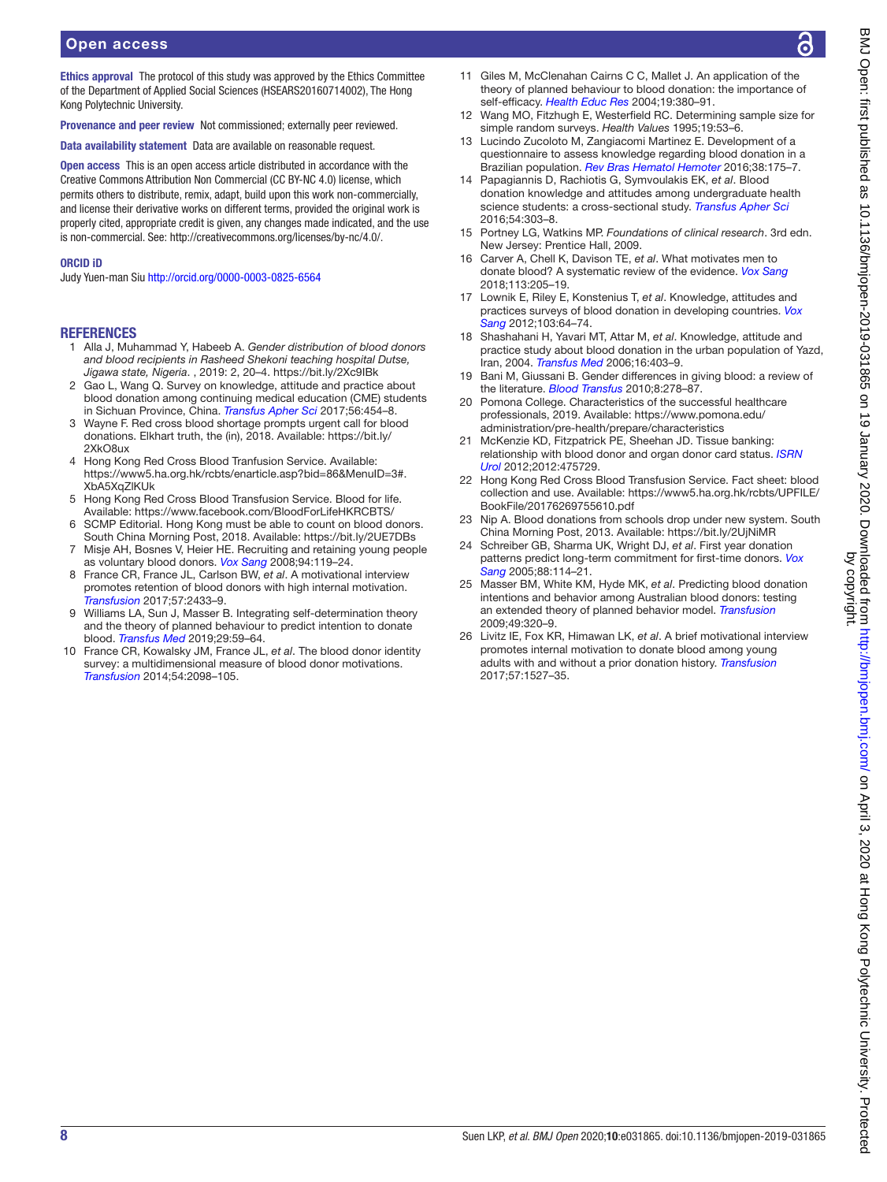**Ethics approval** The protocol of this study was approved by the Ethics Committee of the Department of Applied Social Sciences (HSEARS20160714002), The Hong Kong Polytechnic University.

**Provenance and peer review** Not commissioned; externally peer reviewed.

**Data availability statement** Data are available on reasonable request.

**Open access** This is an open access article distributed in accordance with the Creative Commons Attribution Non Commercial (CC BY-NC 4.0) license, which permits others to distribute, remix, adapt, build upon this work non-commercially, and license their derivative works on different terms, provided the original work is properly cited, appropriate credit is given, any changes made indicated, and the use is non-commercial. See: http://creativecommons.org/licenses/by-nc/4.0/.

### ORCID iD

Judy Yuen-man Siu http://orcid.org/0000-0003-0825-6564

## REFERENCES

1. Alla J, Muhammad Y, Habeeb A. *Gender distribution of blood donors and blood recipients in Rasheed Shekoni teaching hospital Dutse, Jigawa state, Nigeria*. , 2019: 2, 20–4. https://bit.ly/2Xc9IBk
2. Gao L, Wang Q. Survey on knowledge, attitude and practice about blood donation among continuing medical education (CME) students in Sichuan Province, China. *Transfus Apher Sci* 2017;56:454–8.
3. Wayne F. Red cross blood shortage prompts urgent call for blood donations. Elkhart truth, the (in), 2018. Available: https://bit.ly/2XkO8ux
4. Hong Kong Red Cross Blood Tranfusion Service. Available: https://www5.ha.org.hk/rcbts/enarticle.asp?bid=86&MenuID=3#.XbA5XqZlKUk
5. Hong Kong Red Cross Blood Transfusion Service. Blood for life. Available: https://www.facebook.com/BloodForLifeHKRCBTS/
6. SCMP Editorial. Hong Kong must be able to count on blood donors. South China Morning Post, 2018. Available: https://bit.ly/2UE7DBs
7. Misje AH, Bosnes V, Heier HE. Recruiting and retaining young people as voluntary blood donors. *Vox Sang* 2008;94:119–24.
8. France CR, France JL, Carlson BW, *et al*. A motivational interview promotes retention of blood donors with high internal motivation. *Transfusion* 2017;57:2433–9.
9. Williams LA, Sun J, Masser B. Integrating self-determination theory and the theory of planned behaviour to predict intention to donate blood. *Transfus Med* 2019;29:59–64.
10. France CR, Kowalsky JM, France JL, *et al*. The blood donor identity survey: a multidimensional measure of blood donor motivations. *Transfusion* 2014;54:2098–105.
11. Giles M, McClenahan Cairns C C, Mallet J. An application of the theory of planned behaviour to blood donation: the importance of self-efficacy. *Health Educ Res* 2004;19:380–91.
12. Wang MO, Fitzhugh E, Westerfield RC. Determining sample size for simple random surveys. *Health Values* 1995;19:53–6.
13. Lucindo Zucoloto M, Zangiacomi Martinez E. Development of a questionnaire to assess knowledge regarding blood donation in a Brazilian population. *Rev Bras Hematol Hemoter* 2016;38:175–7.
14. Papagiannis D, Rachiotis G, Symvoulakis EK, *et al*. Blood donation knowledge and attitudes among undergraduate health science students: a cross-sectional study. *Transfus Apher Sci* 2016;54:303–8.
15. Portney LG, Watkins MP. *Foundations of clinical research*. 3rd edn. New Jersey: Prentice Hall, 2009.
16. Carver A, Chell K, Davison TE, *et al*. What motivates men to donate blood? A systematic review of the evidence. *Vox Sang* 2018;113:205–19.
17. Lownik E, Riley E, Konstenius T, *et al*. Knowledge, attitudes and practices surveys of blood donation in developing countries. *Vox Sang* 2012;103:64–74.
18. Shashahani H, Yavari MT, Attar M, *et al*. Knowledge, attitude and practice study about blood donation in the urban population of Yazd, Iran, 2004. *Transfus Med* 2006;16:403–9.
19. Bani M, Giussani B. Gender differences in giving blood: a review of the literature. *Blood Transfus* 2010;8:278–87.
20. Pomona College. Characteristics of the successful healthcare professionals, 2019. Available: https://www.pomona.edu/administration/pre-health/prepare/characteristics
21. McKenzie KD, Fitzpatrick PE, Sheehan JD. Tissue banking: relationship with blood donor and organ donor card status. *ISRN Urol* 2012;2012:475729.
22. Hong Kong Red Cross Blood Transfusion Service. Fact sheet: blood collection and use. Available: https://www5.ha.org.hk/rcbts/UPFILE/BookFile/20176269755610.pdf
23. Nip A. Blood donations from schools drop under new system. South China Morning Post, 2013. Available: https://bit.ly/2UjNiMR
24. Schreiber GB, Sharma UK, Wright DJ, *et al*. First year donation patterns predict long-term commitment for first-time donors. *Vox Sang* 2005;88:114–21.
25. Masser BM, White KM, Hyde MK, *et al*. Predicting blood donation intentions and behavior among Australian blood donors: testing an extended theory of planned behavior model. *Transfusion* 2009;49:320–9.
26. Livitz IE, Fox KR, Himawan LK, *et al*. A brief motivational interview promotes internal motivation to donate blood among young adults with and without a prior donation history. *Transfusion* 2017;57:1527–35.